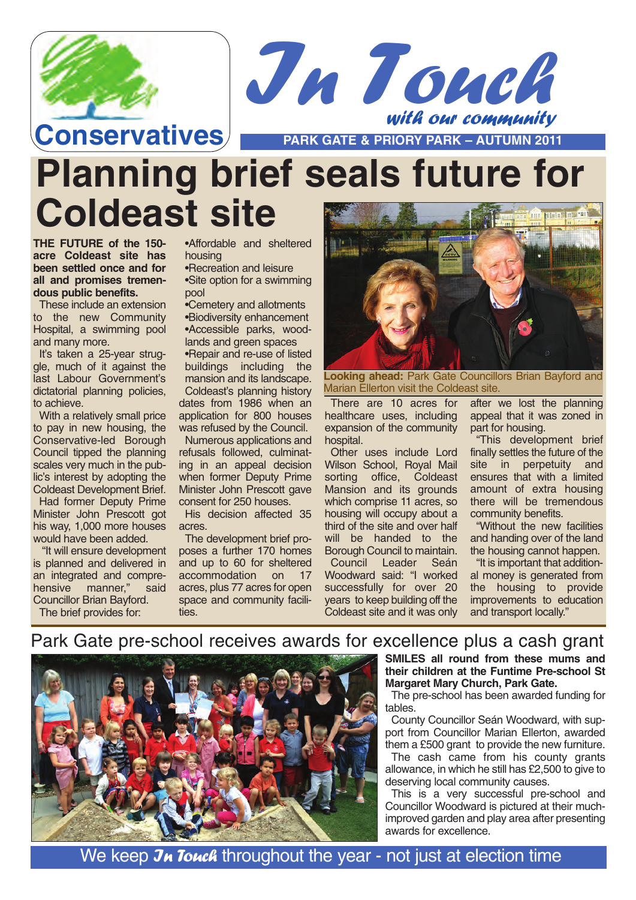Conservatives

# In Touch

*with our community*

**PARK GATE & PRIORY PARK – AUTUMN 2011**

# Planning brief seals future for Coldeast site

**THE FUTURE of the 150-acre Coldeast site has been settled once and for all and promises tremendous public benefits.**

These include an extension to the new Community Hospital, a swimming pool and many more.

It's taken a 25-year struggle, much of it against the last Labour Government's dictatorial planning policies, to achieve.

With a relatively small price to pay in new housing, the Conservative-led Borough Council tipped the planning scales very much in the public's interest by adopting the Coldeast Development Brief.

Had former Deputy Prime Minister John Prescott got his way, 1,000 more houses would have been added.

"It will ensure development is planned and delivered in an integrated and comprehensive manner," said Councillor Brian Bayford.

The brief provides for:

- Affordable and sheltered housing
- Recreation and leisure
- Site option for a swimming pool
- Cemetery and allotments
- Biodiversity enhancement
- Accessible parks, woodlands and green spaces
- Repair and re-use of listed buildings including the mansion and its landscape.

Coldeast's planning history dates from 1986 when an application for 800 houses was refused by the Council.

Numerous applications and refusals followed, culminating in an appeal decision when former Deputy Prime Minister John Prescott gave consent for 250 houses.

His decision affected 35 acres.

The development brief proposes a further 170 homes and up to 60 for sheltered accommodation on 17 acres, plus 77 acres for open space and community facilities.

**Looking ahead:** Park Gate Councillors Brian Bayford and Marian Ellerton visit the Coldeast site.

There are 10 acres for healthcare uses, including expansion of the community hospital.

Other uses include Lord Wilson School, Royal Mail sorting office, Coldeast Mansion and its grounds which comprise 11 acres, so housing will occupy about a third of the site and over half will be handed to the Borough Council to maintain.

Council Leader Seán Woodward said: "I worked successfully for over 20 years to keep building off the Coldeast site and it was only after we lost the planning appeal that it was zoned in part for housing.

"This development brief finally settles the future of the site in perpetuity and ensures that with a limited amount of extra housing there will be tremendous community benefits.

"Without the new facilities and handing over of the land the housing cannot happen.

"It is important that additional money is generated from the housing to provide improvements to education and transport locally."

## Park Gate pre-school receives awards for excellence plus a cash grant

**SMILES all round from these mums and their children at the Funtime Pre-school St Margaret Mary Church, Park Gate.**

The pre-school has been awarded funding for tables.

County Councillor Seán Woodward, with support from Councillor Marian Ellerton, awarded them a £500 grant to provide the new furniture.

The cash came from his county grants allowance, in which he still has £2,500 to give to deserving local community causes.

This is a very successful pre-school and Councillor Woodward is pictured at their much-improved garden and play area after presenting awards for excellence.

We keep *In Touch* throughout the year - not just at election time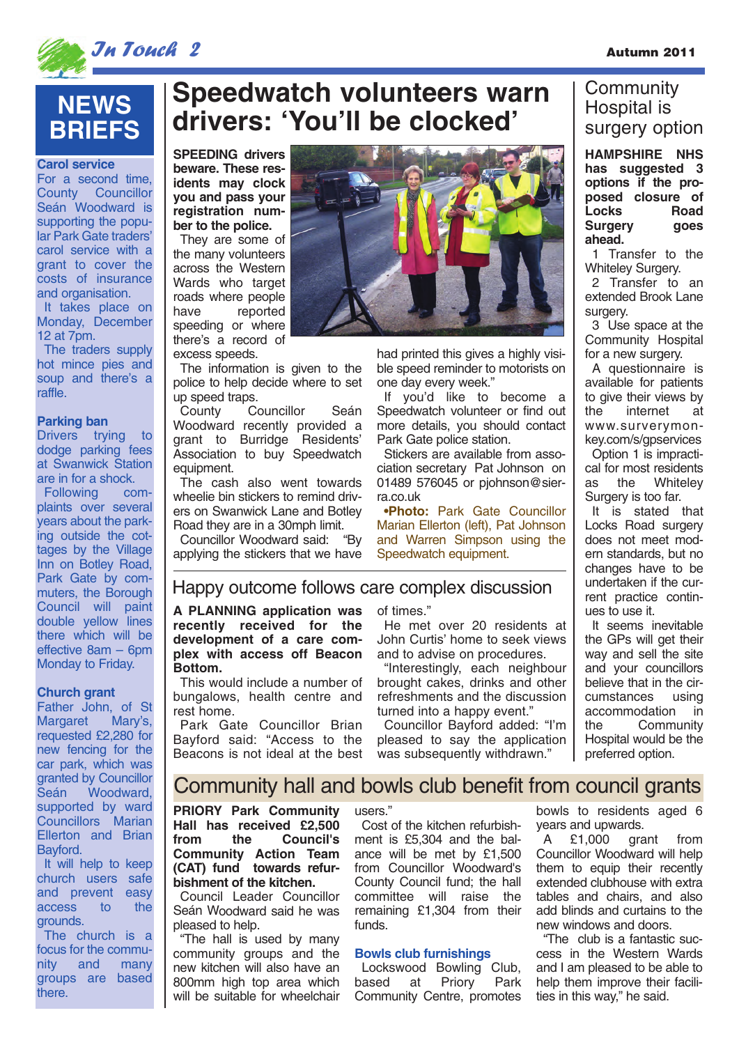## NEWS BRIEFS

### Carol service

For a second time, County Councillor Seán Woodward is supporting the popular Park Gate traders' carol service with a grant to cover the costs of insurance and organisation.

It takes place on Monday, December 12 at 7pm.

The traders supply hot mince pies and soup and there's a raffle.

### Parking ban

Drivers trying to dodge parking fees at Swanwick Station are in for a shock.

Following complaints over several years about the parking outside the cottages by the Village Inn on Botley Road, Park Gate by commuters, the Borough Council will paint double yellow lines there which will be effective 8am – 6pm Monday to Friday.

### Church grant

Father John, of St Margaret Mary's, requested £2,280 for new fencing for the car park, which was granted by Councillor Seán Woodward, supported by ward Councillors Marian Ellerton and Brian Bayford.

It will help to keep church users safe and prevent easy access to the grounds.

The church is a focus for the community and many groups are based there.

# Speedwatch volunteers warn drivers: 'You'll be clocked'

**SPEEDING drivers beware. These residents may clock you and pass your registration number to the police.**

They are some of the many volunteers across the Western Wards who target roads where people have reported speeding or where there's a record of excess speeds.

The information is given to the police to help decide where to set up speed traps.

County Councillor Seán Woodward recently provided a grant to Burridge Residents' Association to buy Speedwatch equipment.

The cash also went towards wheelie bin stickers to remind drivers on Swanwick Lane and Botley Road they are in a 30mph limit.

Councillor Woodward said: "By applying the stickers that we have had printed this gives a highly visible speed reminder to motorists on one day every week."

If you'd like to become a Speedwatch volunteer or find out more details, you should contact Park Gate police station.

Stickers are available from association secretary Pat Johnson on 01489 576045 or pjohnson@sierra.co.uk

**•Photo:** Park Gate Councillor Marian Ellerton (left), Pat Johnson and Warren Simpson using the Speedwatch equipment.

## Happy outcome follows care complex discussion

**A PLANNING application was recently received for the development of a care complex with access off Beacon Bottom.**

This would include a number of bungalows, health centre and rest home.

Park Gate Councillor Brian Bayford said: "Access to the Beacons is not ideal at the best of times."

He met over 20 residents at John Curtis' home to seek views and to advise on procedures.

"Interestingly, each neighbour brought cakes, drinks and other refreshments and the discussion turned into a happy event."

Councillor Bayford added: "I'm pleased to say the application was subsequently withdrawn."

## Community Hospital is surgery option

**HAMPSHIRE NHS has suggested 3 options if the proposed closure of Locks Road Surgery goes ahead.**

1 Transfer to the Whiteley Surgery.

2 Transfer to an extended Brook Lane surgery.

3 Use space at the Community Hospital for a new surgery.

A questionnaire is available for patients to give their views by the internet at www.surveymonkey.com/s/gpservices

Option 1 is impractical for most residents as the Whiteley Surgery is too far.

It is stated that Locks Road surgery does not meet modern standards, but no changes have to be undertaken if the current practice continues to use it.

It seems inevitable the GPs will get their way and sell the site and your councillors believe that in the circumstances using accommodation in the Community Hospital would be the preferred option.

## Community hall and bowls club benefit from council grants

**PRIORY Park Community Hall has received £2,500 from the Council's Community Action Team (CAT) fund towards refurbishment of the kitchen.**

Council Leader Councillor Seán Woodward said he was pleased to help.

"The hall is used by many community groups and the new kitchen will also have an 800mm high top area which will be suitable for wheelchair users."

Cost of the kitchen refurbishment is £5,304 and the balance will be met by £1,500 from Councillor Woodward's County Council fund; the hall committee will raise the remaining £1,304 from their funds.

### Bowls club furnishings

Lockswood Bowling Club, based at Priory Park Community Centre, promotes bowls to residents aged 6 years and upwards.

A £1,000 grant from Councillor Woodward will help them to equip their recently extended clubhouse with extra tables and chairs, and also add blinds and curtains to the new windows and doors.

"The club is a fantastic success in the Western Wards and I am pleased to be able to help them improve their facilities in this way," he said.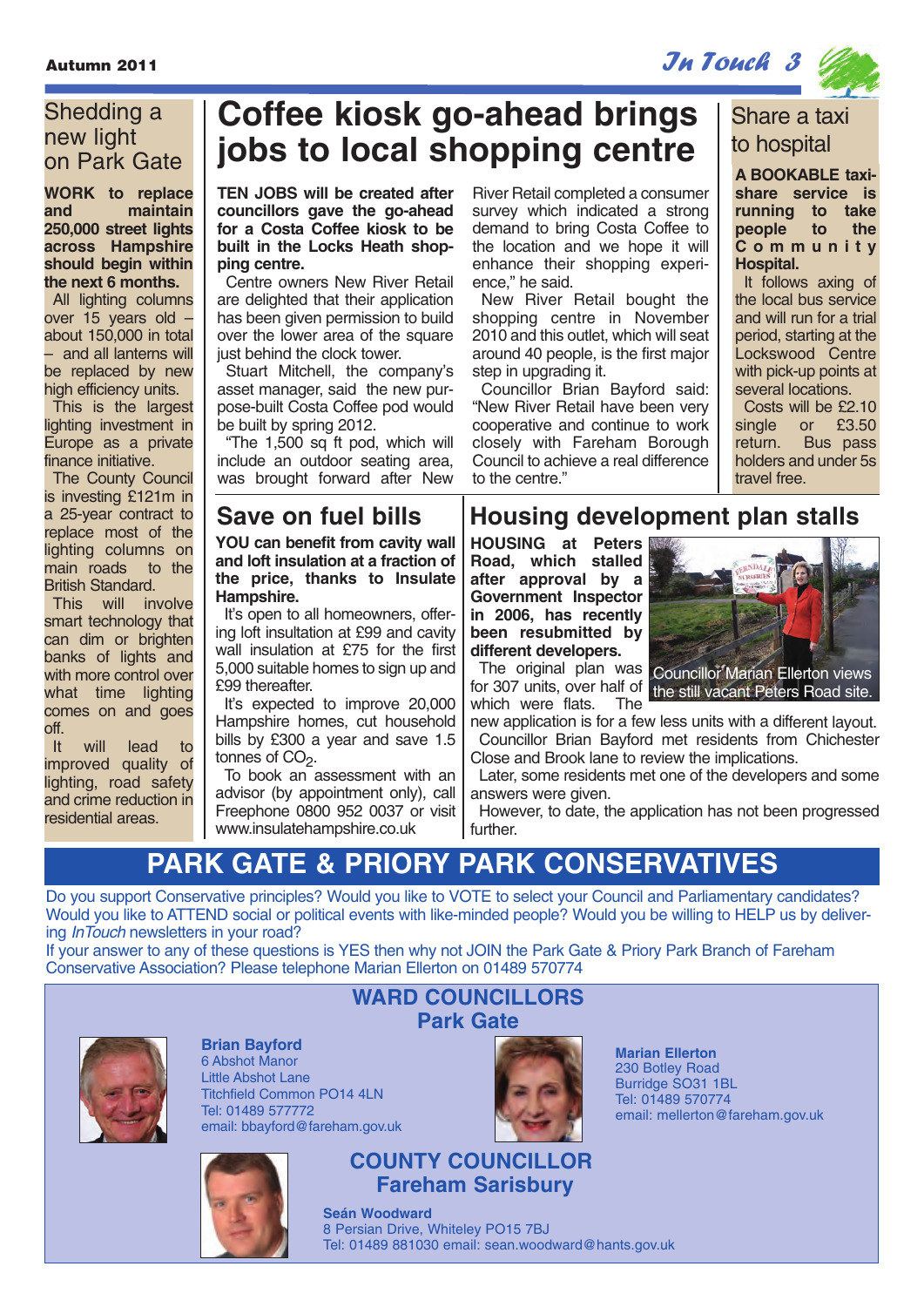## Shedding a new light on Park Gate

**WORK to replace and maintain 250,000 street lights across Hampshire should begin within the next 6 months.**

All lighting columns over 15 years old – about 150,000 in total – and all lanterns will be replaced by new high efficiency units.

This is the largest lighting investment in Europe as a private finance initiative.

The County Council is investing £121m in a 25-year contract to replace most of the lighting columns on main roads to the British Standard.

This will involve smart technology that can dim or brighten banks of lights and with more control over what time lighting comes on and goes off.

It will lead to improved quality of lighting, road safety and crime reduction in residential areas.

# Coffee kiosk go-ahead brings jobs to local shopping centre

**TEN JOBS will be created after councillors gave the go-ahead for a Costa Coffee kiosk to be built in the Locks Heath shopping centre.**

Centre owners New River Retail are delighted that their application has been given permission to build over the lower area of the square just behind the clock tower.

Stuart Mitchell, the company's asset manager, said the new purpose-built Costa Coffee pod would be built by spring 2012.

"The 1,500 sq ft pod, which will include an outdoor seating area, was brought forward after New River Retail completed a consumer survey which indicated a strong demand to bring Costa Coffee to the location and we hope it will enhance their shopping experience," he said.

New River Retail bought the shopping centre in November 2010 and this outlet, which will seat around 40 people, is the first major step in upgrading it.

Councillor Brian Bayford said: "New River Retail have been very cooperative and continue to work closely with Fareham Borough Council to achieve a real difference to the centre."

## Share a taxi to hospital

**A BOOKABLE taxi-share service is running to take people to the Community Hospital.**

It follows axing of the local bus service and will run for a trial period, starting at the Lockswood Centre with pick-up points at several locations.

Costs will be £2.10 single or £3.50 return. Bus pass holders and under 5s travel free.

## Save on fuel bills

**YOU can benefit from cavity wall and loft insulation at a fraction of the price, thanks to Insulate Hampshire.**

It's open to all homeowners, offering loft insultation at £99 and cavity wall insulation at £75 for the first 5,000 suitable homes to sign up and £99 thereafter.

It's expected to improve 20,000 Hampshire homes, cut household bills by £300 a year and save 1.5 tonnes of $CO_2$.

To book an assessment with an advisor (by appointment only), call Freephone 0800 952 0037 or visit www.insulatehampshire.co.uk

## Housing development plan stalls

**HOUSING at Peters Road, which stalled after approval by a Government Inspector in 2006, has recently been resubmitted by different developers.**

Councillor Marian Ellerton views the still vacant Peters Road site.

The original plan was for 307 units, over half of which were flats. The new application is for a few less units with a different layout.

Councillor Brian Bayford met residents from Chichester Close and Brook lane to review the implications.

Later, some residents met one of the developers and some answers were given.

However, to date, the application has not been progressed further.

# PARK GATE & PRIORY PARK CONSERVATIVES

Do you support Conservative principles? Would you like to VOTE to select your Council and Parliamentary candidates? Would you like to ATTEND social or political events with like-minded people? Would you be willing to HELP us by delivering *InTouch* newsletters in your road?

If your answer to any of these questions is YES then why not JOIN the Park Gate & Priory Park Branch of Fareham Conservative Association? Please telephone Marian Ellerton on 01489 570774

## WARD COUNCILLORS
## Park Gate

**Brian Bayford**
6 Abshot Manor
Little Abshot Lane
Titchfield Common PO14 4LN
Tel: 01489 577772
email: bbayford@fareham.gov.uk

**Marian Ellerton**
230 Botley Road
Burridge SO31 1BL
Tel: 01489 570774
email: mellerton@fareham.gov.uk

## COUNTY COUNCILLOR
## Fareham Sarisbury

**Seán Woodward**
8 Persian Drive, Whiteley PO15 7BJ
Tel: 01489 881030 email: sean.woodward@hants.gov.uk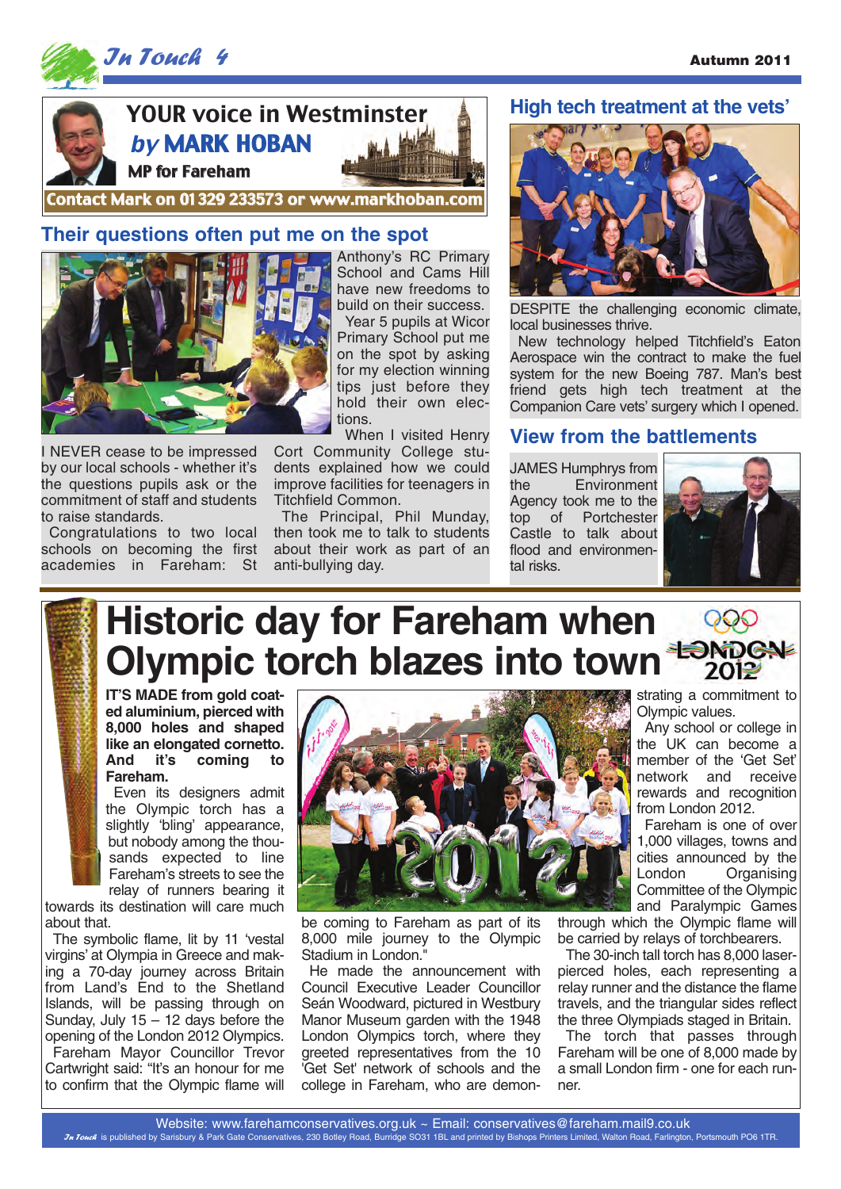## YOUR voice in Westminster

### *by* MARK HOBAN

**MP for Fareham**

**Contact Mark on 01329 233573 or www.markhoban.com**

## Their questions often put me on the spot

I NEVER cease to be impressed by our local schools - whether it's the questions pupils ask or the commitment of staff and students to raise standards.

Congratulations to two local schools on becoming the first academies in Fareham: St Anthony's RC Primary School and Cams Hill have new freedoms to build on their success.

Year 5 pupils at Wicor Primary School put me on the spot by asking for my election winning tips just before they hold their own elections.

When I visited Henry Cort Community College students explained how we could improve facilities for teenagers in Titchfield Common.

The Principal, Phil Munday, then took me to talk to students about their work as part of an anti-bullying day.

## High tech treatment at the vets'

DESPITE the challenging economic climate, local businesses thrive.

New technology helped Titchfield's Eaton Aerospace win the contract to make the fuel system for the new Boeing 787. Man's best friend gets high tech treatment at the Companion Care vets' surgery which I opened.

## View from the battlements

JAMES Humphrys from the Environment Agency took me to the top of Portchester Castle to talk about flood and environmental risks.

# Historic day for Fareham when Olympic torch blazes into town

**IT'S MADE from gold coated aluminium, pierced with 8,000 holes and shaped like an elongated cornetto. And it's coming to Fareham.**

Even its designers admit the Olympic torch has a slightly 'bling' appearance, but nobody among the thousands expected to line Fareham's streets to see the relay of runners bearing it towards its destination will care much about that.

The symbolic flame, lit by 11 'vestal virgins' at Olympia in Greece and making a 70-day journey across Britain from Land's End to the Shetland Islands, will be passing through on Sunday, July 15 – 12 days before the opening of the London 2012 Olympics.

Fareham Mayor Councillor Trevor Cartwright said: "It's an honour for me to confirm that the Olympic flame will be coming to Fareham as part of its 8,000 mile journey to the Olympic Stadium in London."

He made the announcement with Council Executive Leader Councillor Seán Woodward, pictured in Westbury Manor Museum garden with the 1948 London Olympics torch, where they greeted representatives from the 10 'Get Set' network of schools and the college in Fareham, who are demonstrating a commitment to Olympic values.

Any school or college in the UK can become a member of the 'Get Set' network and receive rewards and recognition from London 2012.

Fareham is one of over 1,000 villages, towns and cities announced by the London Organising Committee of the Olympic and Paralympic Games through which the Olympic flame will be carried by relays of torchbearers.

The 30-inch tall torch has 8,000 laser-pierced holes, each representing a relay runner and the distance the flame travels, and the triangular sides reflect the three Olympiads staged in Britain.

The torch that passes through Fareham will be one of 8,000 made by a small London firm - one for each runner.

Website: www.farehamconservatives.org.uk ~ Email: conservatives@fareham.mail9.co.uk

*In Touch* is published by Sarisbury & Park Gate Conservatives, 230 Botley Road, Burridge SO31 1BL and printed by Bishops Printers Limited, Walton Road, Farlington, Portsmouth PO6 1TR.